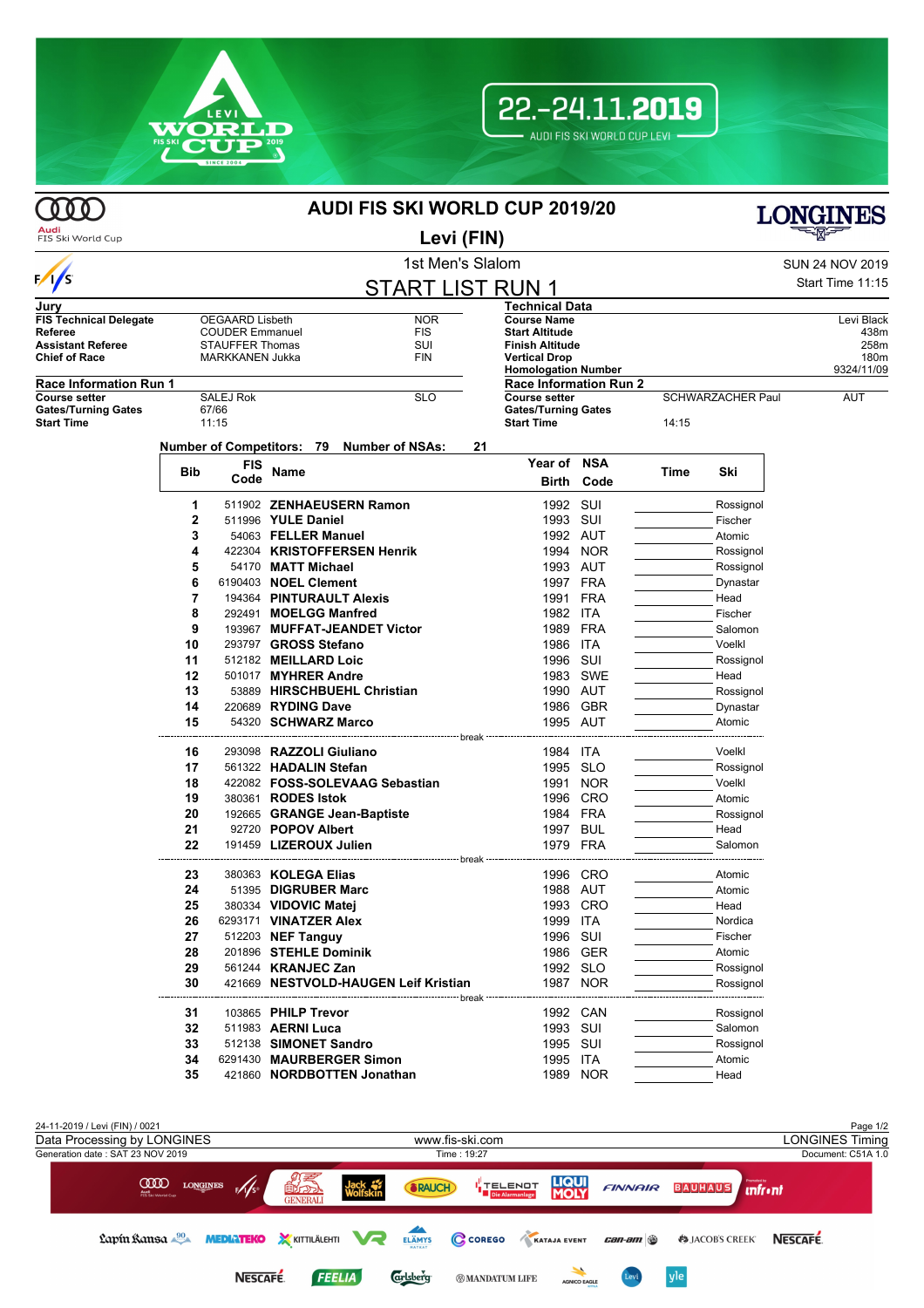# AUDI FIS SKI WORLD CUP 2019/20

## Levi (FIN)

### 1st Men's Slalom

SUN 24 NOV 2019
Start Time 11:15

## START LIST RUN 1

| Jury | | |
|---|---|---|
| FIS Technical Delegate | OEGAARD Lisbeth | NOR |
| Referee | COUDER Emmanuel | FIS |
| Assistant Referee | STAUFFER Thomas | SUI |
| Chief of Race | MARKKANEN Jukka | FIN |

| Technical Data | |
|---|---|
| Course Name | Levi Black |
| Start Altitude | 438m |
| Finish Altitude | 258m |
| Vertical Drop | 180m |
| Homologation Number | 9324/11/09 |

| Race Information Run 1 | | |
|---|---|---|
| Course setter | SALEJ Rok | SLO |
| Gates/Turning Gates | 67/66 | |
| Start Time | 11:15 | |

| Race Information Run 2 | | |
|---|---|---|
| Course setter | SCHWARZACHER Paul | AUT |
| Gates/Turning Gates | | |
| Start Time | 14:15 | |

Number of Competitors: 79 Number of NSAs: 21

| Bib | FIS Code | Name | Year of Birth | NSA Code | Time | Ski |
|---|---|---|---|---|---|---|
| 1 | 511902 | **ZENHAEUSERN Ramon** | 1992 | SUI | | Rossignol |
| 2 | 511996 | **YULE Daniel** | 1993 | SUI | | Fischer |
| 3 | 54063 | **FELLER Manuel** | 1992 | AUT | | Atomic |
| 4 | 422304 | **KRISTOFFERSEN Henrik** | 1994 | NOR | | Rossignol |
| 5 | 54170 | **MATT Michael** | 1993 | AUT | | Rossignol |
| 6 | 6190403 | **NOEL Clement** | 1997 | FRA | | Dynastar |
| 7 | 194364 | **PINTURAULT Alexis** | 1991 | FRA | | Head |
| 8 | 292491 | **MOELGG Manfred** | 1982 | ITA | | Fischer |
| 9 | 193967 | **MUFFAT-JEANDET Victor** | 1989 | FRA | | Salomon |
| 10 | 293797 | **GROSS Stefano** | 1986 | ITA | | Voelkl |
| 11 | 512182 | **MEILLARD Loic** | 1996 | SUI | | Rossignol |
| 12 | 501017 | **MYHRER Andre** | 1983 | SWE | | Head |
| 13 | 53889 | **HIRSCHBUEHL Christian** | 1990 | AUT | | Rossignol |
| 14 | 220689 | **RYDING Dave** | 1986 | GBR | | Dynastar |
| 15 | 54320 | **SCHWARZ Marco** | 1995 | AUT | | Atomic |
| | | break | | | | |
| 16 | 293098 | **RAZZOLI Giuliano** | 1984 | ITA | | Voelkl |
| 17 | 561322 | **HADALIN Stefan** | 1995 | SLO | | Rossignol |
| 18 | 422082 | **FOSS-SOLEVAAG Sebastian** | 1991 | NOR | | Voelkl |
| 19 | 380361 | **RODES Istok** | 1996 | CRO | | Atomic |
| 20 | 192665 | **GRANGE Jean-Baptiste** | 1984 | FRA | | Rossignol |
| 21 | 92720 | **POPOV Albert** | 1997 | BUL | | Head |
| 22 | 191459 | **LIZEROUX Julien** | 1979 | FRA | | Salomon |
| | | break | | | | |
| 23 | 380363 | **KOLEGA Elias** | 1996 | CRO | | Atomic |
| 24 | 51395 | **DIGRUBER Marc** | 1988 | AUT | | Atomic |
| 25 | 380334 | **VIDOVIC Matej** | 1993 | CRO | | Head |
| 26 | 6293171 | **VINATZER Alex** | 1999 | ITA | | Nordica |
| 27 | 512203 | **NEF Tanguy** | 1996 | SUI | | Fischer |
| 28 | 201896 | **STEHLE Dominik** | 1986 | GER | | Atomic |
| 29 | 561244 | **KRANJEC Zan** | 1992 | SLO | | Rossignol |
| 30 | 421669 | **NESTVOLD-HAUGEN Leif Kristian** | 1987 | NOR | | Rossignol |
| | | break | | | | |
| 31 | 103865 | **PHILP Trevor** | 1992 | CAN | | Rossignol |
| 32 | 511983 | **AERNI Luca** | 1993 | SUI | | Salomon |
| 33 | 512138 | **SIMONET Sandro** | 1995 | SUI | | Rossignol |
| 34 | 6291430 | **MAURBERGER Simon** | 1995 | ITA | | Atomic |
| 35 | 421860 | **NORDBOTTEN Jonathan** | 1989 | NOR | | Head |

24-11-2019 / Levi (FIN) / 0021
Data Processing by LONGINES — www.fis-ski.com — LONGINES Timing
Generation date : SAT 23 NOV 2019 — Time : 19:27 — Document: C51A 1.0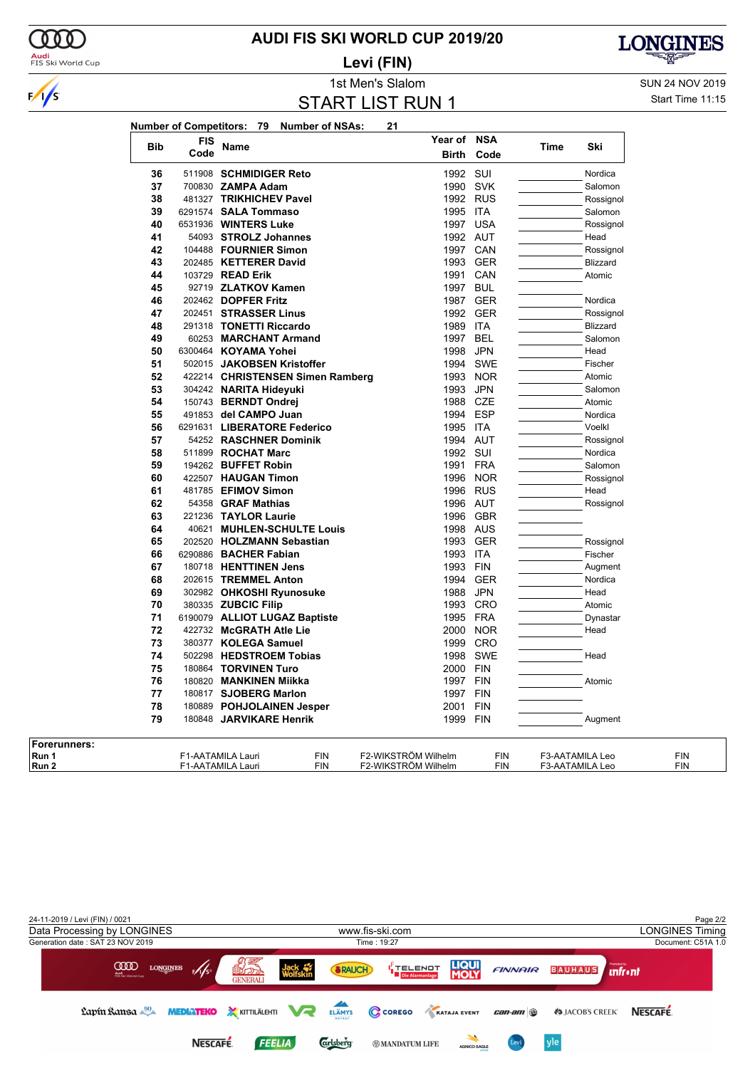# AUDI FIS SKI WORLD CUP 2019/20

## Levi (FIN)

1st Men's Slalom

SUN 24 NOV 2019

# START LIST RUN 1

Start Time 11:15

**Number of Competitors: 79 Number of NSAs: 21**

| Bib | FIS Code | Name | Year of Birth | NSA Code | Time | Ski |
|---|---|---|---|---|---|---|
| 36 | 511908 | **SCHMIDIGER Reto** | 1992 | SUI | | Nordica |
| 37 | 700830 | **ZAMPA Adam** | 1990 | SVK | | Salomon |
| 38 | 481327 | **TRIKHICHEV Pavel** | 1992 | RUS | | Rossignol |
| 39 | 6291574 | **SALA Tommaso** | 1995 | ITA | | Salomon |
| 40 | 6531936 | **WINTERS Luke** | 1997 | USA | | Rossignol |
| 41 | 54093 | **STROLZ Johannes** | 1992 | AUT | | Head |
| 42 | 104488 | **FOURNIER Simon** | 1997 | CAN | | Rossignol |
| 43 | 202485 | **KETTERER David** | 1993 | GER | | Blizzard |
| 44 | 103729 | **READ Erik** | 1991 | CAN | | Atomic |
| 45 | 92719 | **ZLATKOV Kamen** | 1997 | BUL | | |
| 46 | 202462 | **DOPFER Fritz** | 1987 | GER | | Nordica |
| 47 | 202451 | **STRASSER Linus** | 1992 | GER | | Rossignol |
| 48 | 291318 | **TONETTI Riccardo** | 1989 | ITA | | Blizzard |
| 49 | 60253 | **MARCHANT Armand** | 1997 | BEL | | Salomon |
| 50 | 6300464 | **KOYAMA Yohei** | 1998 | JPN | | Head |
| 51 | 502015 | **JAKOBSEN Kristoffer** | 1994 | SWE | | Fischer |
| 52 | 422214 | **CHRISTENSEN Simen Ramberg** | 1993 | NOR | | Atomic |
| 53 | 304242 | **NARITA Hideyuki** | 1993 | JPN | | Salomon |
| 54 | 150743 | **BERNDT Ondrej** | 1988 | CZE | | Atomic |
| 55 | 491853 | **del CAMPO Juan** | 1994 | ESP | | Nordica |
| 56 | 6291631 | **LIBERATORE Federico** | 1995 | ITA | | Voelkl |
| 57 | 54252 | **RASCHNER Dominik** | 1994 | AUT | | Rossignol |
| 58 | 511899 | **ROCHAT Marc** | 1992 | SUI | | Nordica |
| 59 | 194262 | **BUFFET Robin** | 1991 | FRA | | Salomon |
| 60 | 422507 | **HAUGAN Timon** | 1996 | NOR | | Rossignol |
| 61 | 481785 | **EFIMOV Simon** | 1996 | RUS | | Head |
| 62 | 54358 | **GRAF Mathias** | 1996 | AUT | | Rossignol |
| 63 | 221236 | **TAYLOR Laurie** | 1996 | GBR | | |
| 64 | 40621 | **MUHLEN-SCHULTE Louis** | 1998 | AUS | | |
| 65 | 202520 | **HOLZMANN Sebastian** | 1993 | GER | | Rossignol |
| 66 | 6290886 | **BACHER Fabian** | 1993 | ITA | | Fischer |
| 67 | 180718 | **HENTTINEN Jens** | 1993 | FIN | | Augment |
| 68 | 202615 | **TREMMEL Anton** | 1994 | GER | | Nordica |
| 69 | 302982 | **OHKOSHI Ryunosuke** | 1988 | JPN | | Head |
| 70 | 380335 | **ZUBCIC Filip** | 1993 | CRO | | Atomic |
| 71 | 6190079 | **ALLIOT LUGAZ Baptiste** | 1995 | FRA | | Dynastar |
| 72 | 422732 | **McGRATH Atle Lie** | 2000 | NOR | | Head |
| 73 | 380377 | **KOLEGA Samuel** | 1999 | CRO | | |
| 74 | 502298 | **HEDSTROEM Tobias** | 1998 | SWE | | Head |
| 75 | 180864 | **TORVINEN Turo** | 2000 | FIN | | |
| 76 | 180820 | **MANKINEN Miikka** | 1997 | FIN | | Atomic |
| 77 | 180817 | **SJOBERG Marlon** | 1997 | FIN | | |
| 78 | 180889 | **POHJOLAINEN Jesper** | 2001 | FIN | | |
| 79 | 180848 | **JARVIKARE Henrik** | 1999 | FIN | | Augment |

**Forerunners:**

| | | | | | | |
|---|---|---|---|---|---|---|
| **Run 1** | F1-AATAMILA Lauri | FIN | F2-WIKSTRÖM Wilhelm | FIN | F3-AATAMILA Leo | FIN |
| **Run 2** | F1-AATAMILA Lauri | FIN | F2-WIKSTRÖM Wilhelm | FIN | F3-AATAMILA Leo | FIN |

24-11-2019 / Levi (FIN) / 0021

Data Processing by LONGINES — www.fis-ski.com — LONGINES Timing

Generation date : SAT 23 NOV 2019 — Time : 19:27 — Document: C51A 1.0